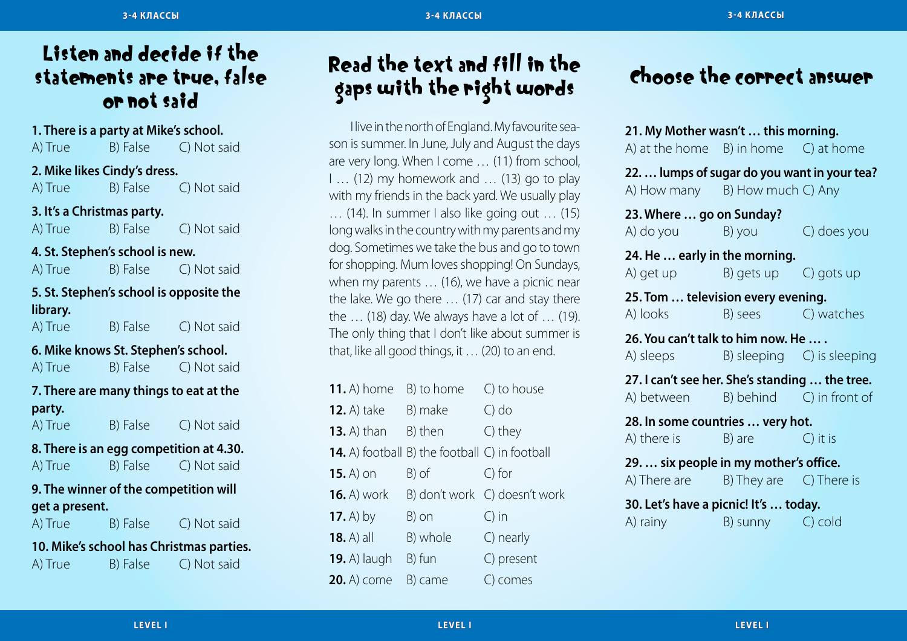## Listen and decide if the statements are true, false or not said

**1. There is a party at Mike's school.**
A) True B) False C) Not said

**2. Mike likes Cindy's dress.**
A) True B) False C) Not said

**3. It's a Christmas party.**
A) True B) False C) Not said

**4. St. Stephen's school is new.**
A) True B) False C) Not said

**5. St. Stephen's school is opposite the library.**
A) True B) False C) Not said

**6. Mike knows St. Stephen's school.**
A) True B) False C) Not said

**7. There are many things to eat at the party.**
A) True B) False C) Not said

**8. There is an egg competition at 4.30.**
A) True B) False C) Not said

**9. The winner of the competition will get a present.**
A) True B) False C) Not said

**10. Mike's school has Christmas parties.**
A) True B) False C) Not said

## Read the text and fill in the gaps with the right words

I live in the north of England. My favourite season is summer. In June, July and August the days are very long. When I come … (11) from school, I … (12) my homework and … (13) go to play with my friends in the back yard. We usually play … (14). In summer I also like going out … (15) long walks in the country with my parents and my dog. Sometimes we take the bus and go to town for shopping. Mum loves shopping! On Sundays, when my parents … (16), we have a picnic near the lake. We go there … (17) car and stay there the … (18) day. We always have a lot of … (19). The only thing that I don't like about summer is that, like all good things, it … (20) to an end.

**11.** A) home B) to home C) to house
**12.** A) take B) make C) do
**13.** A) than B) then C) they
**14.** A) football B) the football C) in football
**15.** A) on B) of C) for
**16.** A) work B) don't work C) doesn't work
**17.** A) by B) on C) in
**18.** A) all B) whole C) nearly
**19.** A) laugh B) fun C) present
**20.** A) come B) came C) comes

## Choose the correct answer

**21. My Mother wasn't … this morning.**
A) at the home B) in home C) at home

**22. … lumps of sugar do you want in your tea?**
A) How many B) How much C) Any

**23. Where … go on Sunday?**
A) do you B) you C) does you

**24. He … early in the morning.**
A) get up B) gets up C) gots up

**25. Tom … television every evening.**
A) looks B) sees C) watches

**26. You can't talk to him now. He … .**
A) sleeps B) sleeping C) is sleeping

**27. I can't see her. She's standing … the tree.**
A) between B) behind C) in front of

**28. In some countries … very hot.**
A) there is B) are C) it is

**29. … six people in my mother's office.**
A) There are B) They are C) There is

**30. Let's have a picnic! It's … today.**
A) rainy B) sunny C) cold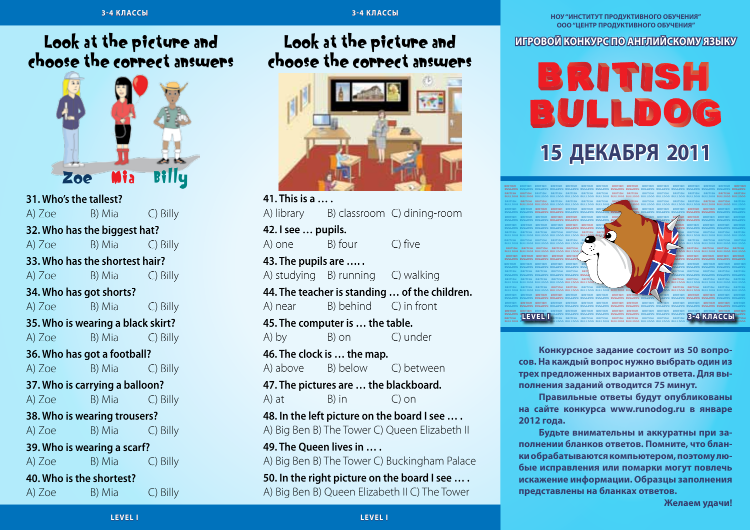## Look at the picture and choose the correct answers

Zoe Mia Billy

**31. Who's the tallest?**
A) Zoe B) Mia C) Billy

**32. Who has the biggest hat?**
A) Zoe B) Mia C) Billy

**33. Who has the shortest hair?**
A) Zoe B) Mia C) Billy

**34. Who has got shorts?**
A) Zoe B) Mia C) Billy

**35. Who is wearing a black skirt?**
A) Zoe B) Mia C) Billy

**36. Who has got a football?**
A) Zoe B) Mia C) Billy

**37. Who is carrying a balloon?**
A) Zoe B) Mia C) Billy

**38. Who is wearing trousers?**
A) Zoe B) Mia C) Billy

**39. Who is wearing a scarf?**
A) Zoe B) Mia C) Billy

**40. Who is the shortest?**
A) Zoe B) Mia C) Billy

## Look at the picture and choose the correct answers

**41. This is a … .**
A) library B) classroom C) dining-room

**42. I see … pupils.**
A) one B) four C) five

**43. The pupils are … .**
A) studying B) running C) walking

**44. The teacher is standing … of the children.**
A) near B) behind C) in front

**45. The computer is … the table.**
A) by B) on C) under

**46. The clock is … the map.**
A) above B) below C) between

**47. The pictures are … the blackboard.**
A) at B) in C) on

**48. In the left picture on the board I see … .**
A) Big Ben B) The Tower C) Queen Elizabeth II

**49. The Queen lives in … .**
A) Big Ben B) The Tower C) Buckingham Palace

**50. In the right picture on the board I see … .**
A) Big Ben B) Queen Elizabeth II C) The Tower

НОУ "ИНСТИТУТ ПРОДУКТИВНОГО ОБУЧЕНИЯ"
ООО "ЦЕНТР ПРОДУКТИВНОГО ОБУЧЕНИЯ"

**ИГРОВОЙ КОНКУРС ПО АНГЛИЙСКОМУ ЯЗЫКУ**

# BRITISH BULLDOG

## 15 ДЕКАБРЯ 2011

LEVEL I — 3-4 КЛАССЫ

**Конкурсное задание состоит из 50 вопросов. На каждый вопрос нужно выбрать один из трех предложенных вариантов ответа. Для выполнения заданий отводится 75 минут.**

**Правильные ответы будут опубликованы на сайте конкурса www.runodog.ru в январе 2012 года.**

**Будьте внимательны и аккуратны при заполнении бланков ответов. Помните, что бланки обрабатываются компьютером, поэтому любые исправления или помарки могут повлечь искажение информации. Образцы заполнения представлены на бланках ответов.**

**Желаем удачи!**